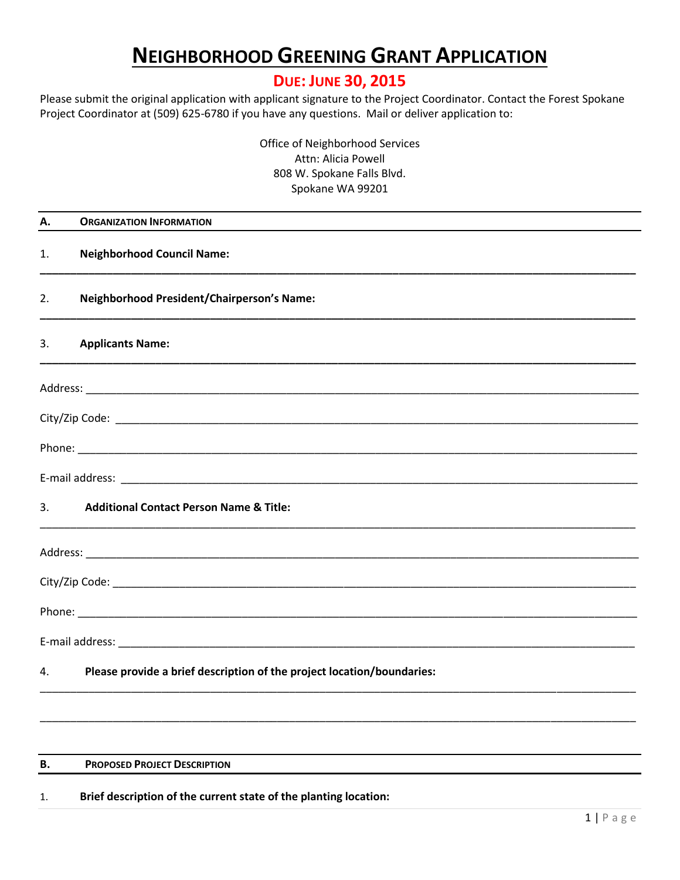# NEIGHBORHOOD GREENING GRANT APPLICATION

## DUE: JUNE 30, 2015

Please submit the original application with applicant signature to the Project Coordinator. Contact the Forest Spokane Project Coordinator at (509) 625-6780 if you have any questions. Mail or deliver application to:

Office of Neighborhood Services
Attn: Alicia Powell
808 W. Spokane Falls Blvd.
Spokane WA 99201

---

**A. ORGANIZATION INFORMATION**

---

1. **Neighborhood Council Name:**

____________________________________________________________________________________

2. **Neighborhood President/Chairperson's Name:**

____________________________________________________________________________________

3. **Applicants Name:**

____________________________________________________________________________________

Address: ____________________________________________________________________________

City/Zip Code: _______________________________________________________________________

Phone: _____________________________________________________________________________

E-mail address: _______________________________________________________________________

3. **Additional Contact Person Name & Title:**

____________________________________________________________________________________

Address: ____________________________________________________________________________

City/Zip Code: _______________________________________________________________________

Phone: _____________________________________________________________________________

E-mail address: _______________________________________________________________________

4. **Please provide a brief description of the project location/boundaries:**

____________________________________________________________________________________

____________________________________________________________________________________

---

**B. PROPOSED PROJECT DESCRIPTION**

---

1. **Brief description of the current state of the planting location:**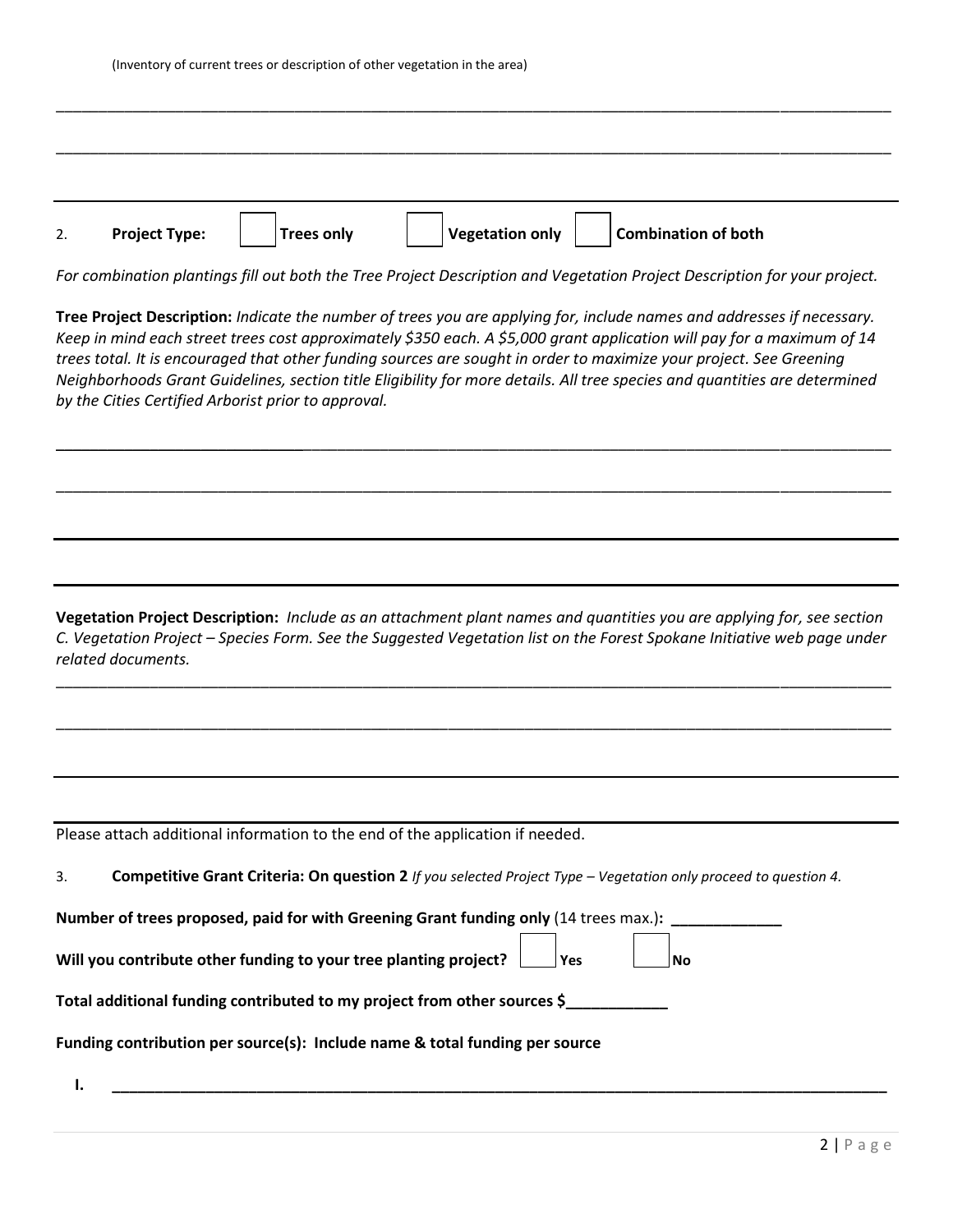(Inventory of current trees or description of other vegetation in the area)

______________________________________________________________________________________________

______________________________________________________________________________________________

2. **Project Type:** ☐ **Trees only** ☐ **Vegetation only** ☐ **Combination of both**

*For combination plantings fill out both the Tree Project Description and Vegetation Project Description for your project.*

**Tree Project Description:** *Indicate the number of trees you are applying for, include names and addresses if necessary. Keep in mind each street trees cost approximately $350 each. A $5,000 grant application will pay for a maximum of 14 trees total. It is encouraged that other funding sources are sought in order to maximize your project. See Greening Neighborhoods Grant Guidelines, section title Eligibility for more details. All tree species and quantities are determined by the Cities Certified Arborist prior to approval.*

______________________________________________________________________________________________

______________________________________________________________________________________________

**Vegetation Project Description:** *Include as an attachment plant names and quantities you are applying for, see section C. Vegetation Project – Species Form. See the Suggested Vegetation list on the Forest Spokane Initiative web page under related documents.*

______________________________________________________________________________________________

______________________________________________________________________________________________

Please attach additional information to the end of the application if needed.

3. **Competitive Grant Criteria: On question 2** *If you selected Project Type – Vegetation only proceed to question 4.*

**Number of trees proposed, paid for with Greening Grant funding only** (14 trees max.)**: _____________**

**Will you contribute other funding to your tree planting project?** ☐ **Yes** ☐ **No**

**Total additional funding contributed to my project from other sources $____________**

**Funding contribution per source(s): Include name & total funding per source**

**I.** ______________________________________________________________________________________________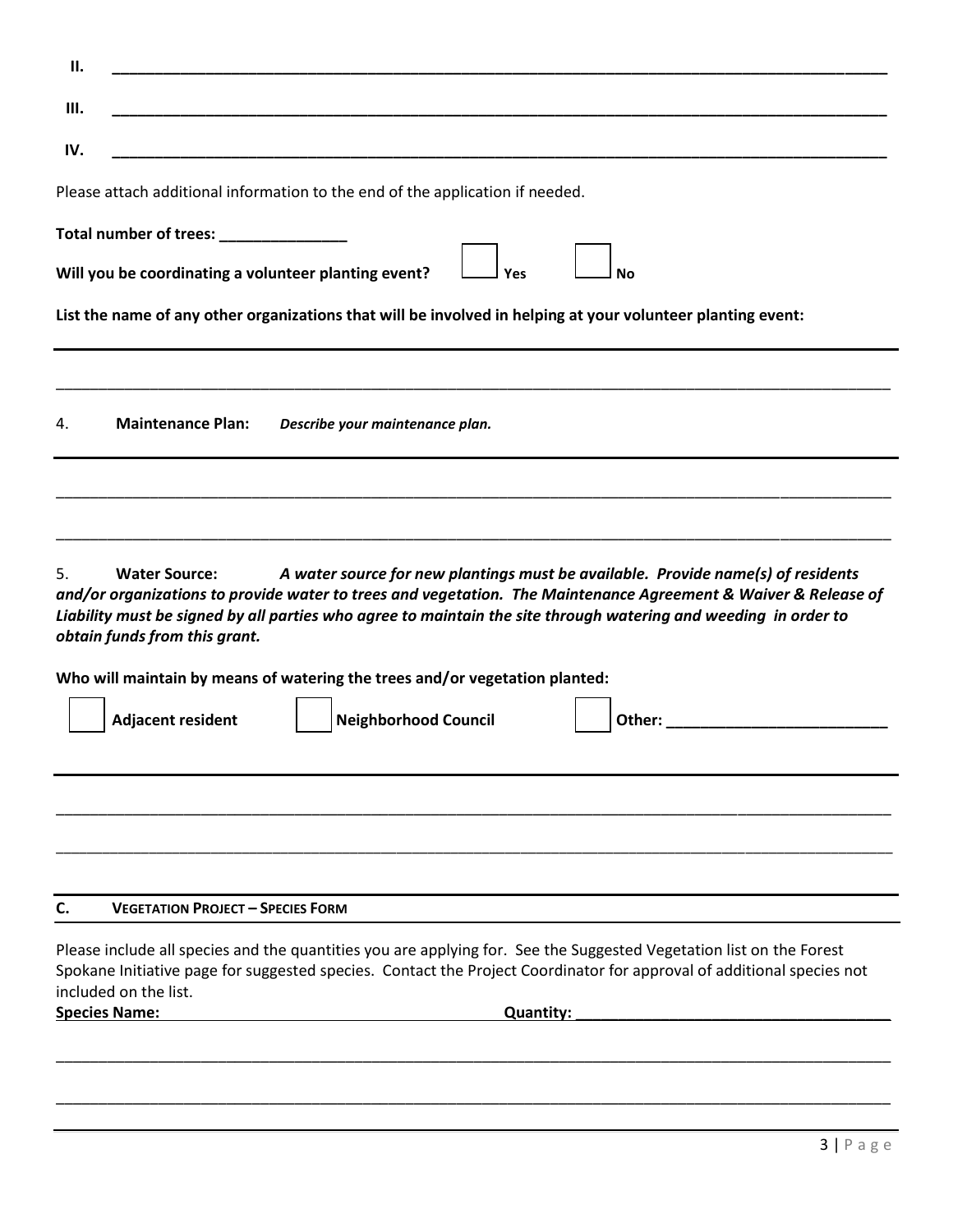II. ______________________________________________________________________________

III. ______________________________________________________________________________

IV. ______________________________________________________________________________

Please attach additional information to the end of the application if needed.

**Total number of trees: _______________**

**Will you be coordinating a volunteer planting event?** ☐ **Yes** ☐ **No**

**List the name of any other organizations that will be involved in helping at your volunteer planting event:**

______________________________________________________________________________

______________________________________________________________________________

4. **Maintenance Plan:** ***Describe your maintenance plan.***

______________________________________________________________________________

______________________________________________________________________________

______________________________________________________________________________

5. **Water Source:** ***A water source for new plantings must be available. Provide name(s) of residents and/or organizations to provide water to trees and vegetation. The Maintenance Agreement & Waiver & Release of Liability must be signed by all parties who agree to maintain the site through watering and weeding in order to obtain funds from this grant.***

**Who will maintain by means of watering the trees and/or vegetation planted:**

☐ **Adjacent resident** ☐ **Neighborhood Council** ☐ **Other: ___________________________**

______________________________________________________________________________

______________________________________________________________________________

______________________________________________________________________________

## C. VEGETATION PROJECT – SPECIES FORM

Please include all species and the quantities you are applying for. See the Suggested Vegetation list on the Forest Spokane Initiative page for suggested species. Contact the Project Coordinator for approval of additional species not included on the list.

**Species Name:** ______________________________ **Quantity: ______________________________**

______________________________________________________________________________

______________________________________________________________________________

______________________________________________________________________________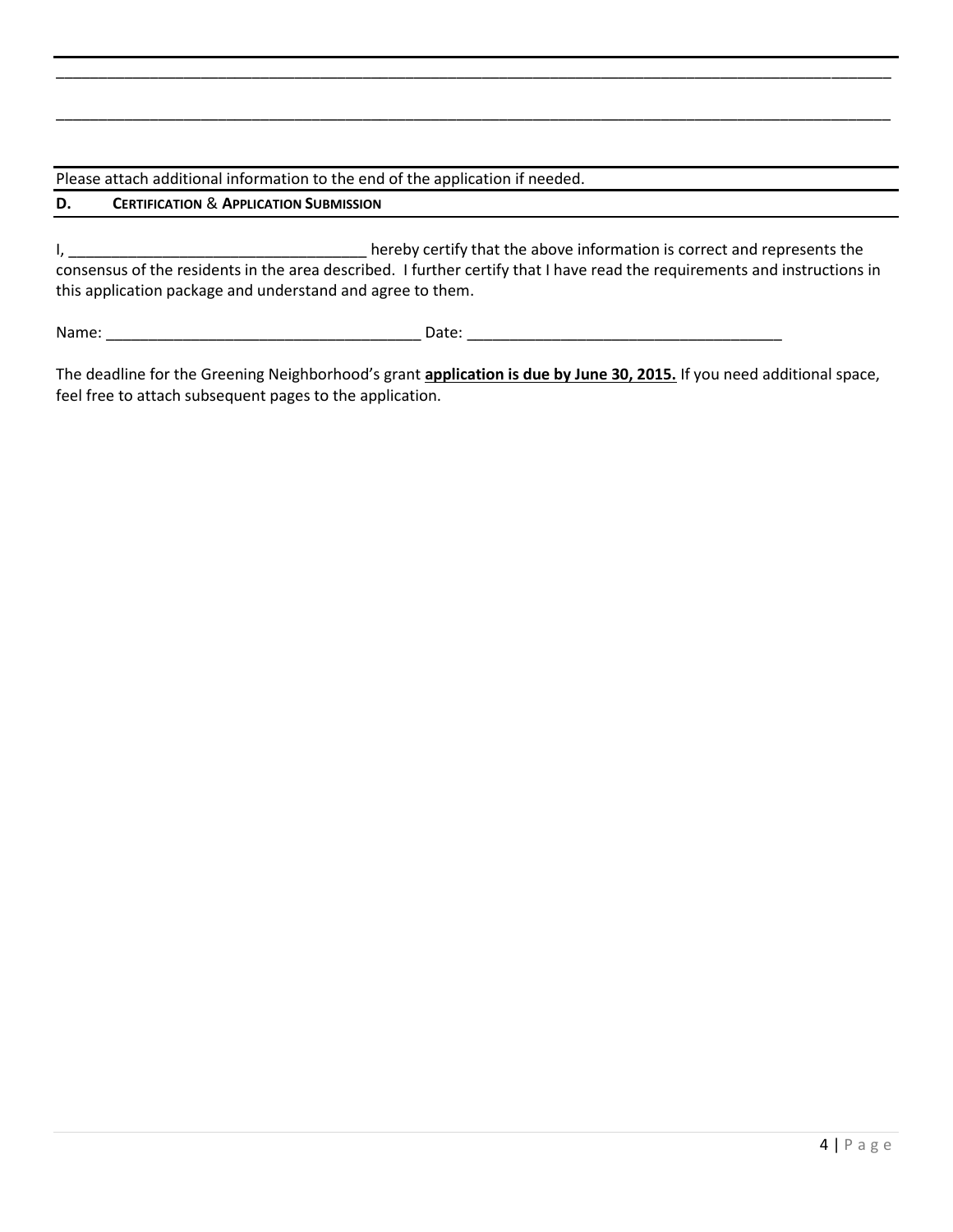\_\_\_\_\_\_\_\_\_\_\_\_\_\_\_\_\_\_\_\_\_\_\_\_\_\_\_\_\_\_\_\_\_\_\_\_\_\_\_\_\_\_\_\_\_\_\_\_\_\_\_\_\_\_\_\_\_\_\_\_\_\_\_\_\_\_\_\_\_\_\_\_\_\_\_\_\_\_\_\_\_\_\_\_\_\_\_\_\_\_\_\_\_\_\_\_\_\_\_\_

\_\_\_\_\_\_\_\_\_\_\_\_\_\_\_\_\_\_\_\_\_\_\_\_\_\_\_\_\_\_\_\_\_\_\_\_\_\_\_\_\_\_\_\_\_\_\_\_\_\_\_\_\_\_\_\_\_\_\_\_\_\_\_\_\_\_\_\_\_\_\_\_\_\_\_\_\_\_\_\_\_\_\_\_\_\_\_\_\_\_\_\_\_\_\_\_\_\_\_\_

Please attach additional information to the end of the application if needed.

## D. CERTIFICATION & APPLICATION SUBMISSION

I, \_\_\_\_\_\_\_\_\_\_\_\_\_\_\_\_\_\_\_\_\_\_\_\_\_\_\_\_\_\_\_\_\_\_\_ hereby certify that the above information is correct and represents the consensus of the residents in the area described. I further certify that I have read the requirements and instructions in this application package and understand and agree to them.

Name: \_\_\_\_\_\_\_\_\_\_\_\_\_\_\_\_\_\_\_\_\_\_\_\_\_\_\_\_\_\_\_\_\_\_\_\_\_ Date: \_\_\_\_\_\_\_\_\_\_\_\_\_\_\_\_\_\_\_\_\_\_\_\_\_\_\_\_\_\_\_\_\_\_\_\_\_

The deadline for the Greening Neighborhood's grant **application is due by June 30, 2015.** If you need additional space, feel free to attach subsequent pages to the application.